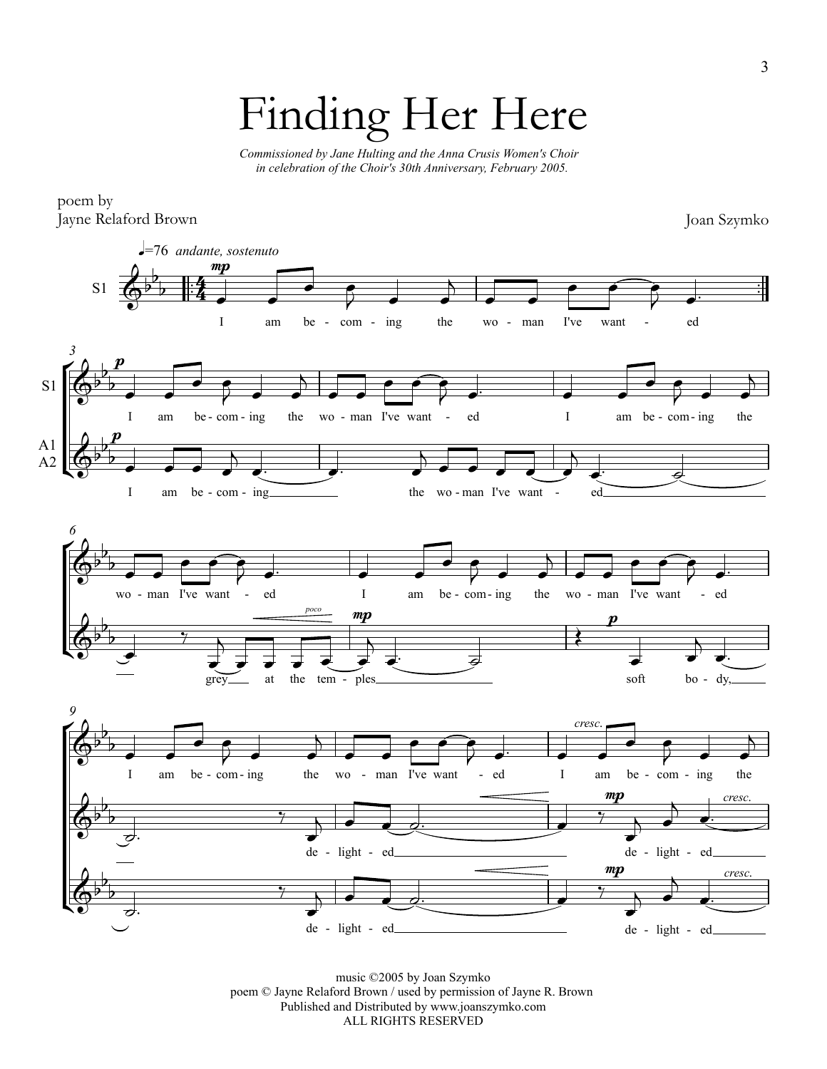# Finding Her Here

*Commissioned by Jane Hulting and the Anna Crusis Women's Choir in celebration of the Choir's 30th Anniversary, February 2005.*

poem by
Jayne Relaford Brown

Joan Szymko

music ©2005 by Joan Szymko
poem © Jayne Relaford Brown / used by permission of Jayne R. Brown
Published and Distributed by www.joanszymko.com
ALL RIGHTS RESERVED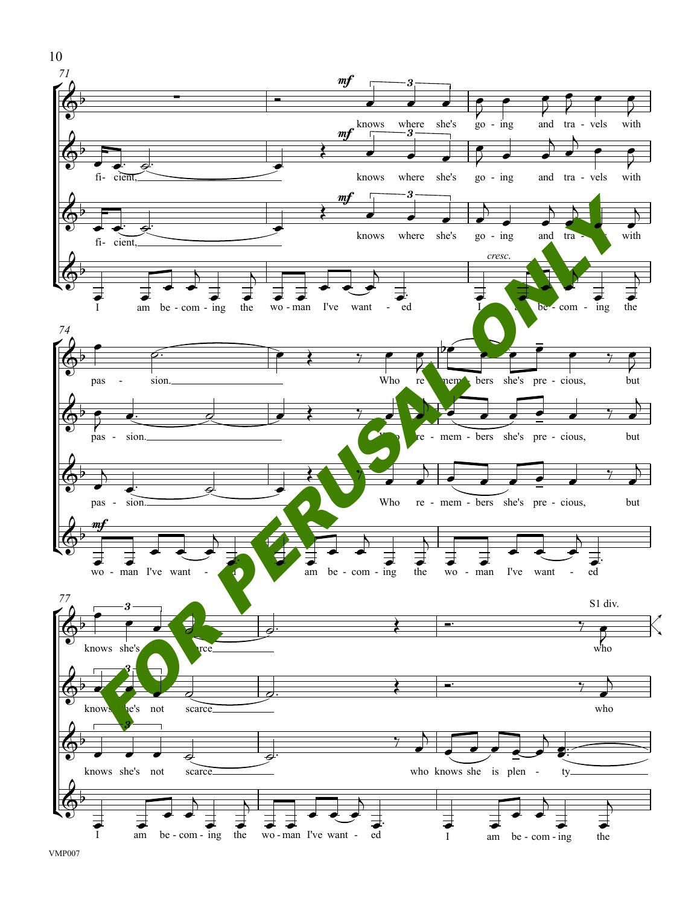FOR PERUSAL ONLY

VMP007